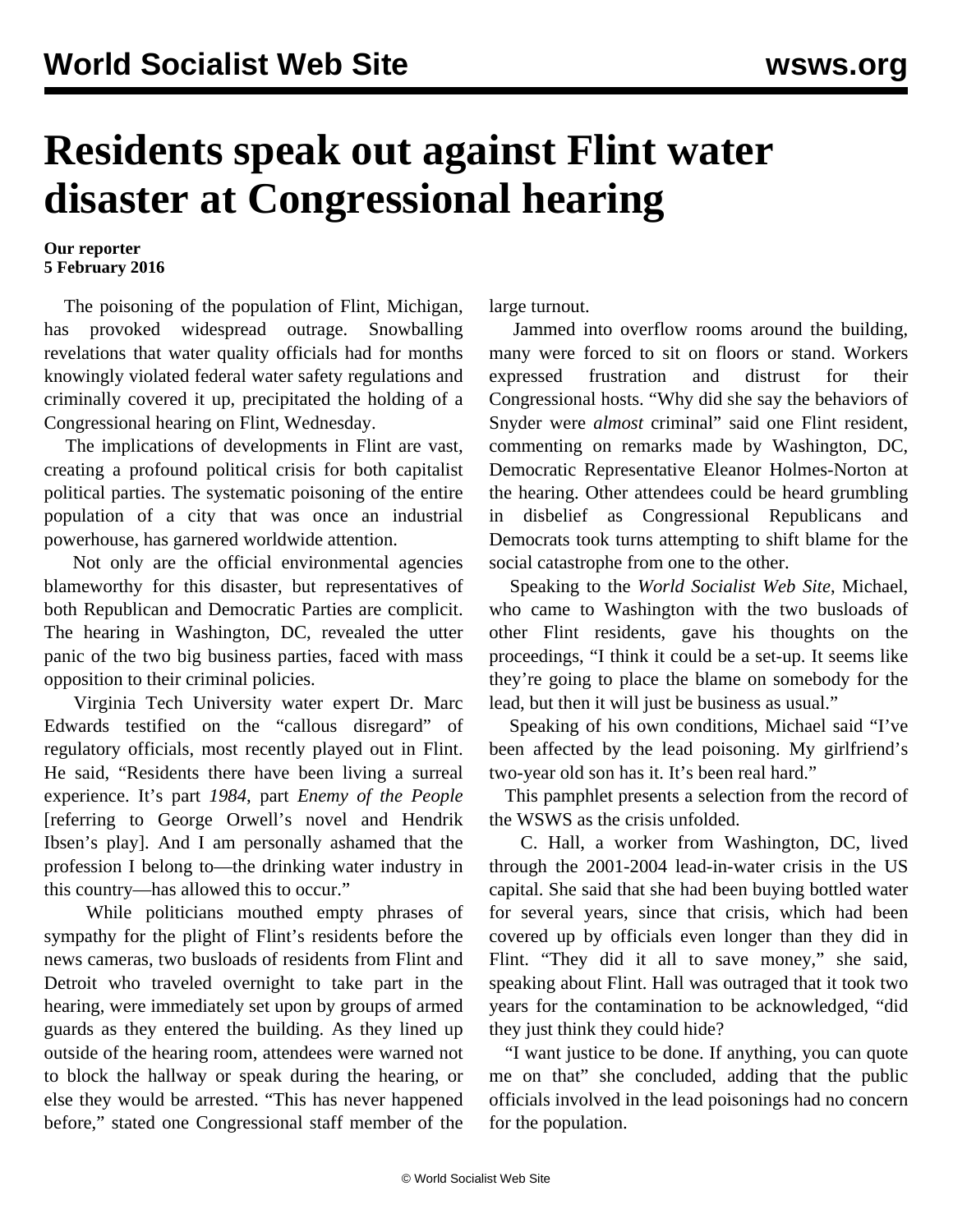# Residents speak out against Flint water disaster at Congressional hearing

**Our reporter**
**5 February 2016**

The poisoning of the population of Flint, Michigan, has provoked widespread outrage. Snowballing revelations that water quality officials had for months knowingly violated federal water safety regulations and criminally covered it up, precipitated the holding of a Congressional hearing on Flint, Wednesday.

The implications of developments in Flint are vast, creating a profound political crisis for both capitalist political parties. The systematic poisoning of the entire population of a city that was once an industrial powerhouse, has garnered worldwide attention.

Not only are the official environmental agencies blameworthy for this disaster, but representatives of both Republican and Democratic Parties are complicit. The hearing in Washington, DC, revealed the utter panic of the two big business parties, faced with mass opposition to their criminal policies.

Virginia Tech University water expert Dr. Marc Edwards testified on the "callous disregard" of regulatory officials, most recently played out in Flint. He said, "Residents there have been living a surreal experience. It's part *1984*, part *Enemy of the People* [referring to George Orwell's novel and Hendrik Ibsen's play]. And I am personally ashamed that the profession I belong to—the drinking water industry in this country—has allowed this to occur."

While politicians mouthed empty phrases of sympathy for the plight of Flint's residents before the news cameras, two busloads of residents from Flint and Detroit who traveled overnight to take part in the hearing, were immediately set upon by groups of armed guards as they entered the building. As they lined up outside of the hearing room, attendees were warned not to block the hallway or speak during the hearing, or else they would be arrested. "This has never happened before," stated one Congressional staff member of the large turnout.

Jammed into overflow rooms around the building, many were forced to sit on floors or stand. Workers expressed frustration and distrust for their Congressional hosts. "Why did she say the behaviors of Snyder were *almost* criminal" said one Flint resident, commenting on remarks made by Washington, DC, Democratic Representative Eleanor Holmes-Norton at the hearing. Other attendees could be heard grumbling in disbelief as Congressional Republicans and Democrats took turns attempting to shift blame for the social catastrophe from one to the other.

Speaking to the *World Socialist Web Site*, Michael, who came to Washington with the two busloads of other Flint residents, gave his thoughts on the proceedings, "I think it could be a set-up. It seems like they're going to place the blame on somebody for the lead, but then it will just be business as usual."

Speaking of his own conditions, Michael said "I've been affected by the lead poisoning. My girlfriend's two-year old son has it. It's been real hard."

This pamphlet presents a selection from the record of the WSWS as the crisis unfolded.

C. Hall, a worker from Washington, DC, lived through the 2001-2004 lead-in-water crisis in the US capital. She said that she had been buying bottled water for several years, since that crisis, which had been covered up by officials even longer than they did in Flint. "They did it all to save money," she said, speaking about Flint. Hall was outraged that it took two years for the contamination to be acknowledged, "did they just think they could hide?

"I want justice to be done. If anything, you can quote me on that" she concluded, adding that the public officials involved in the lead poisonings had no concern for the population.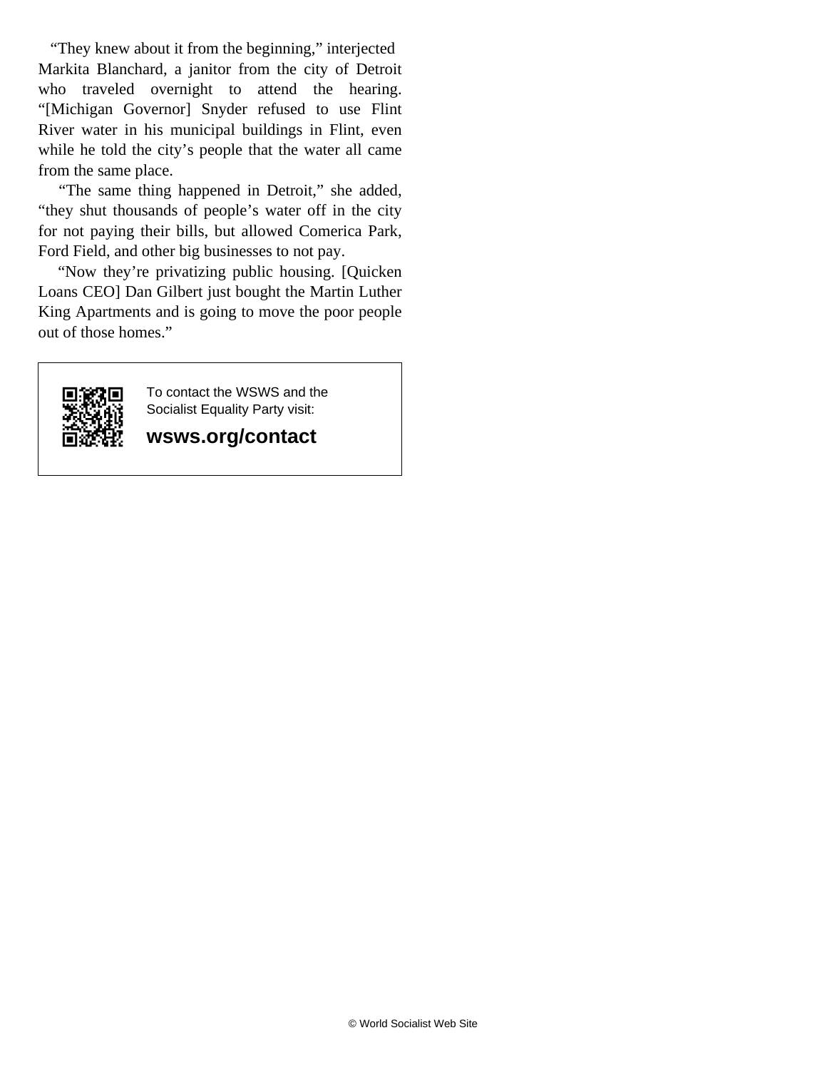"They knew about it from the beginning," interjected Markita Blanchard, a janitor from the city of Detroit who traveled overnight to attend the hearing. "[Michigan Governor] Snyder refused to use Flint River water in his municipal buildings in Flint, even while he told the city's people that the water all came from the same place.

"The same thing happened in Detroit," she added, "they shut thousands of people's water off in the city for not paying their bills, but allowed Comerica Park, Ford Field, and other big businesses to not pay.

"Now they're privatizing public housing. [Quicken Loans CEO] Dan Gilbert just bought the Martin Luther King Apartments and is going to move the poor people out of those homes."

To contact the WSWS and the Socialist Equality Party visit:

**wsws.org/contact**

© World Socialist Web Site